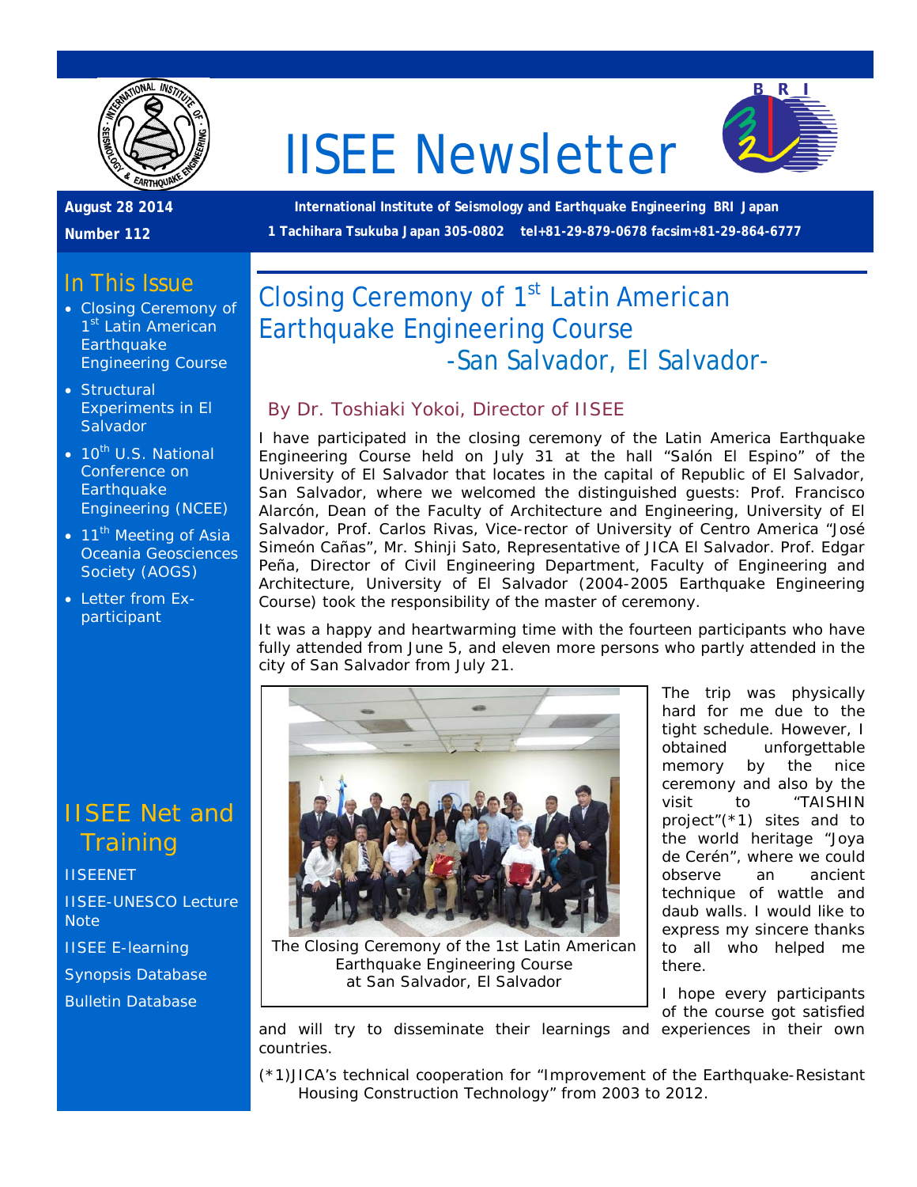# IISEE Newsletter

**August 28 2014**

**Number 112**

**International Institute of Seismology and Earthquake Engineering BRI Japan**

**1 Tachihara Tsukuba Japan 305-0802 tel+81-29-879-0678 facsim+81-29-864-6777**

## In This Issue

- Closing Ceremony of 1st Latin American Earthquake Engineering Course
- Structural Experiments in El Salvador
- 10th U.S. National Conference on Earthquake Engineering (NCEE)
- 11th Meeting of Asia Oceania Geosciences Society (AOGS)
- Letter from Ex-participant

## IISEE Net and Training

IISEENET

IISEE-UNESCO Lecture Note

IISEE E-learning

Synopsis Database

Bulletin Database

## Closing Ceremony of 1st Latin American Earthquake Engineering Course -San Salvador, El Salvador-

### By Dr. Toshiaki Yokoi, Director of IISEE

I have participated in the closing ceremony of the Latin America Earthquake Engineering Course held on July 31 at the hall "Salón El Espino" of the University of El Salvador that locates in the capital of Republic of El Salvador, San Salvador, where we welcomed the distinguished guests: Prof. Francisco Alarcón, Dean of the Faculty of Architecture and Engineering, University of El Salvador, Prof. Carlos Rivas, Vice-rector of University of Centro America "José Simeón Cañas", Mr. Shinji Sato, Representative of JICA El Salvador. Prof. Edgar Peña, Director of Civil Engineering Department, Faculty of Engineering and Architecture, University of El Salvador (2004-2005 Earthquake Engineering Course) took the responsibility of the master of ceremony.

It was a happy and heartwarming time with the fourteen participants who have fully attended from June 5, and eleven more persons who partly attended in the city of San Salvador from July 21.

The Closing Ceremony of the 1st Latin American Earthquake Engineering Course at San Salvador, El Salvador

The trip was physically hard for me due to the tight schedule. However, I obtained unforgettable memory by the nice ceremony and also by the visit to "TAISHIN project"(*1) sites and to the world heritage "Joya de Cerén", where we could observe an ancient technique of wattle and daub walls. I would like to express my sincere thanks to all who helped me there.

I hope every participants of the course got satisfied and will try to disseminate their learnings and experiences in their own countries.

(*1)JICA's technical cooperation for "Improvement of the Earthquake-Resistant Housing Construction Technology" from 2003 to 2012.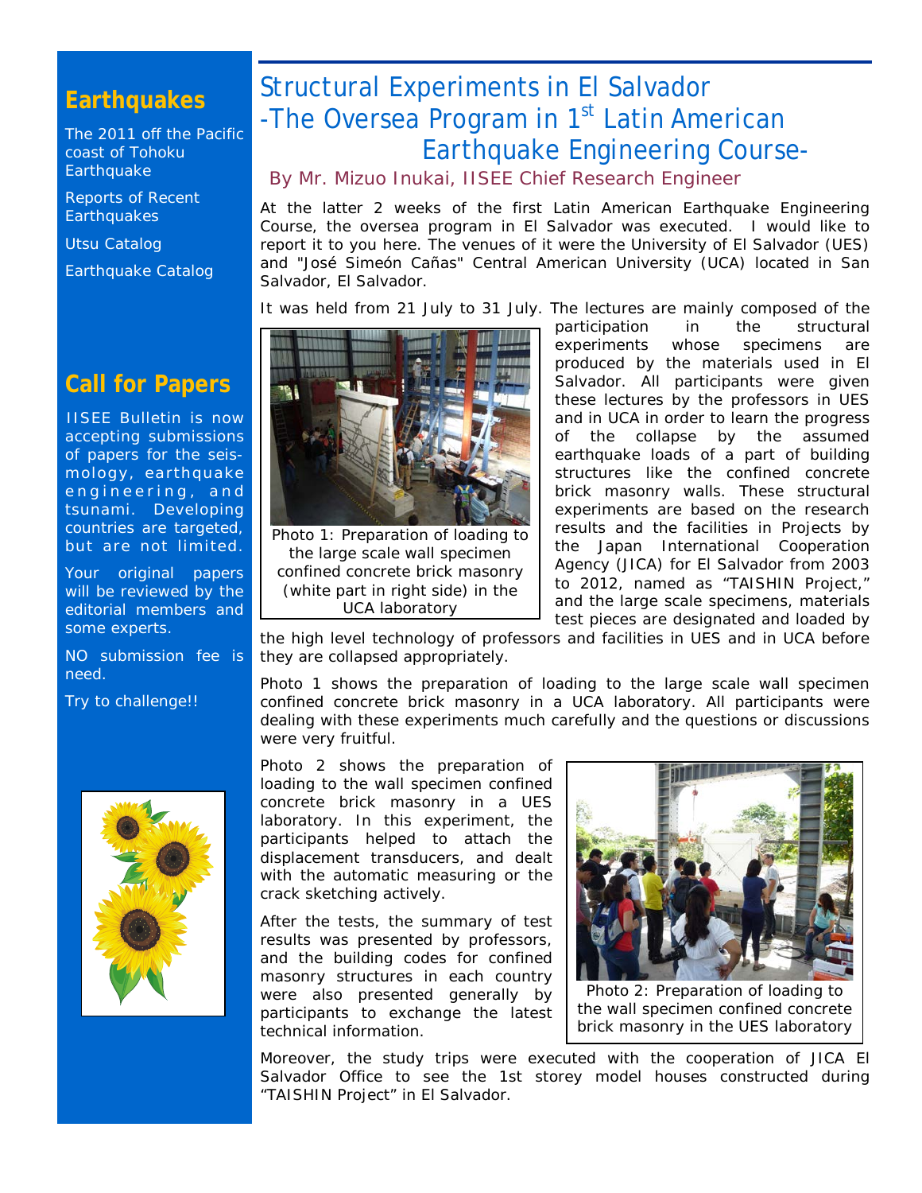## Earthquakes

The 2011 off the Pacific coast of Tohoku Earthquake

Reports of Recent Earthquakes

Utsu Catalog

Earthquake Catalog

## Call for Papers

IISEE Bulletin is now accepting submissions of papers for the seismology, earthquake engineering, and tsunami. Developing countries are targeted, but are not limited.

Your original papers will be reviewed by the editorial members and some experts.

NO submission fee is need.

Try to challenge!!

# Structural Experiments in El Salvador -The Oversea Program in 1st Latin American Earthquake Engineering Course-

By Mr. Mizuo Inukai, IISEE Chief Research Engineer

At the latter 2 weeks of the first Latin American Earthquake Engineering Course, the oversea program in El Salvador was executed. I would like to report it to you here. The venues of it were the University of El Salvador (UES) and "José Simeón Cañas" Central American University (UCA) located in San Salvador, El Salvador.

It was held from 21 July to 31 July. The lectures are mainly composed of the participation in the structural experiments whose specimens are produced by the materials used in El Salvador. All participants were given these lectures by the professors in UES and in UCA in order to learn the progress of the collapse by the assumed earthquake loads of a part of building structures like the confined concrete brick masonry walls. These structural experiments are based on the research results and the facilities in Projects by the Japan International Cooperation Agency (JICA) for El Salvador from 2003 to 2012, named as "TAISHIN Project," and the large scale specimens, materials test pieces are designated and loaded by the high level technology of professors and facilities in UES and in UCA before they are collapsed appropriately.

Photo 1: Preparation of loading to the large scale wall specimen confined concrete brick masonry (white part in right side) in the UCA laboratory

Photo 1 shows the preparation of loading to the large scale wall specimen confined concrete brick masonry in a UCA laboratory. All participants were dealing with these experiments much carefully and the questions or discussions were very fruitful.

Photo 2 shows the preparation of loading to the wall specimen confined concrete brick masonry in a UES laboratory. In this experiment, the participants helped to attach the displacement transducers, and dealt with the automatic measuring or the crack sketching actively.

Photo 2: Preparation of loading to the wall specimen confined concrete brick masonry in the UES laboratory

After the tests, the summary of test results was presented by professors, and the building codes for confined masonry structures in each country were also presented generally by participants to exchange the latest technical information.

Moreover, the study trips were executed with the cooperation of JICA El Salvador Office to see the 1st storey model houses constructed during "TAISHIN Project" in El Salvador.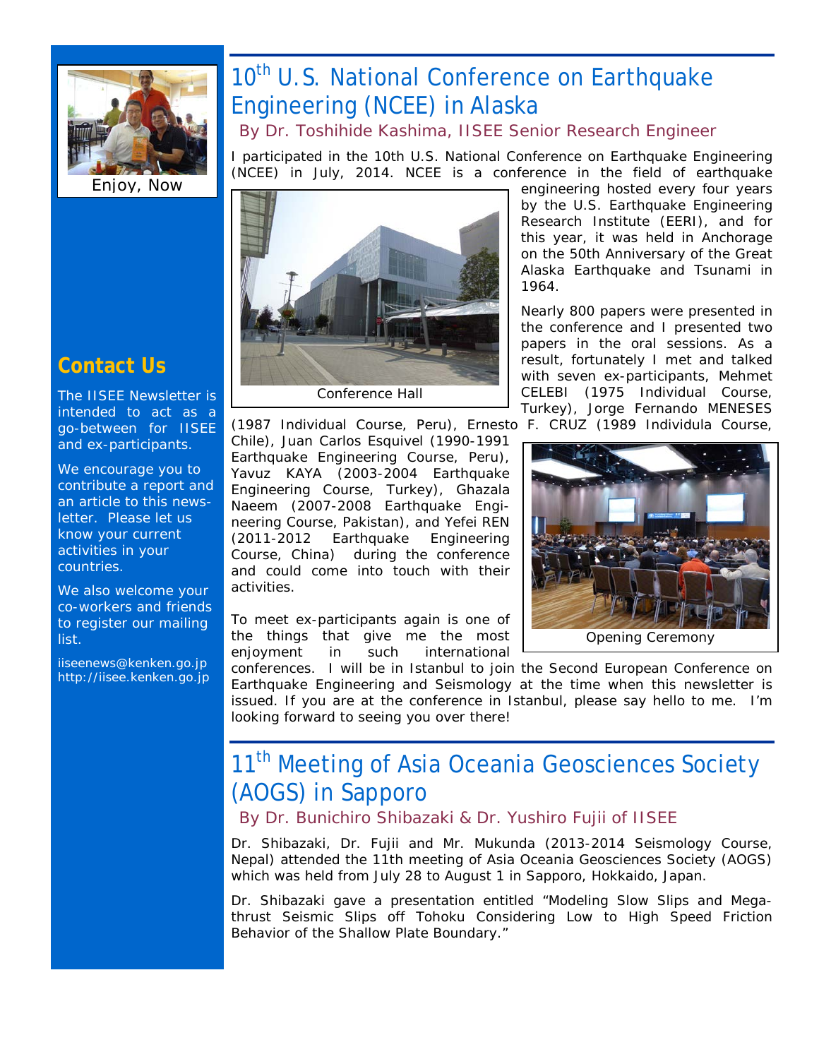Enjoy, Now

## Contact Us

The IISEE Newsletter is intended to act as a go-between for IISEE and ex-participants.

We encourage you to contribute a report and an article to this newsletter. Please let us know your current activities in your countries.

We also welcome your co-workers and friends to register our mailing list.

iiseenews@kenken.go.jp
http://iisee.kenken.go.jp

# 10th U.S. National Conference on Earthquake Engineering (NCEE) in Alaska

### By Dr. Toshihide Kashima, IISEE Senior Research Engineer

I participated in the 10th U.S. National Conference on Earthquake Engineering (NCEE) in July, 2014. NCEE is a conference in the field of earthquake engineering hosted every four years by the U.S. Earthquake Engineering Research Institute (EERI), and for this year, it was held in Anchorage on the 50th Anniversary of the Great Alaska Earthquake and Tsunami in 1964.

Conference Hall

Nearly 800 papers were presented in the conference and I presented two papers in the oral sessions. As a result, fortunately I met and talked with seven ex-participants, Mehmet CELEBI (1975 Individual Course, Turkey), Jorge Fernando MENESES (1987 Individual Course, Peru), Ernesto F. CRUZ (1989 Individula Course, Chile), Juan Carlos Esquivel (1990-1991 Earthquake Engineering Course, Peru), Yavuz KAYA (2003-2004 Earthquake Engineering Course, Turkey), Ghazala Naeem (2007-2008 Earthquake Engineering Course, Pakistan), and Yefei REN (2011-2012 Earthquake Engineering Course, China) during the conference and could come into touch with their activities.

Opening Ceremony

To meet ex-participants again is one of the things that give me the most enjoyment in such international conferences. I will be in Istanbul to join the Second European Conference on Earthquake Engineering and Seismology at the time when this newsletter is issued. If you are at the conference in Istanbul, please say hello to me. I'm looking forward to seeing you over there!

# 11th Meeting of Asia Oceania Geosciences Society (AOGS) in Sapporo

### By Dr. Bunichiro Shibazaki & Dr. Yushiro Fujii of IISEE

Dr. Shibazaki, Dr. Fujii and Mr. Mukunda (2013-2014 Seismology Course, Nepal) attended the 11th meeting of Asia Oceania Geosciences Society (AOGS) which was held from July 28 to August 1 in Sapporo, Hokkaido, Japan.

Dr. Shibazaki gave a presentation entitled "Modeling Slow Slips and Megathrust Seismic Slips off Tohoku Considering Low to High Speed Friction Behavior of the Shallow Plate Boundary."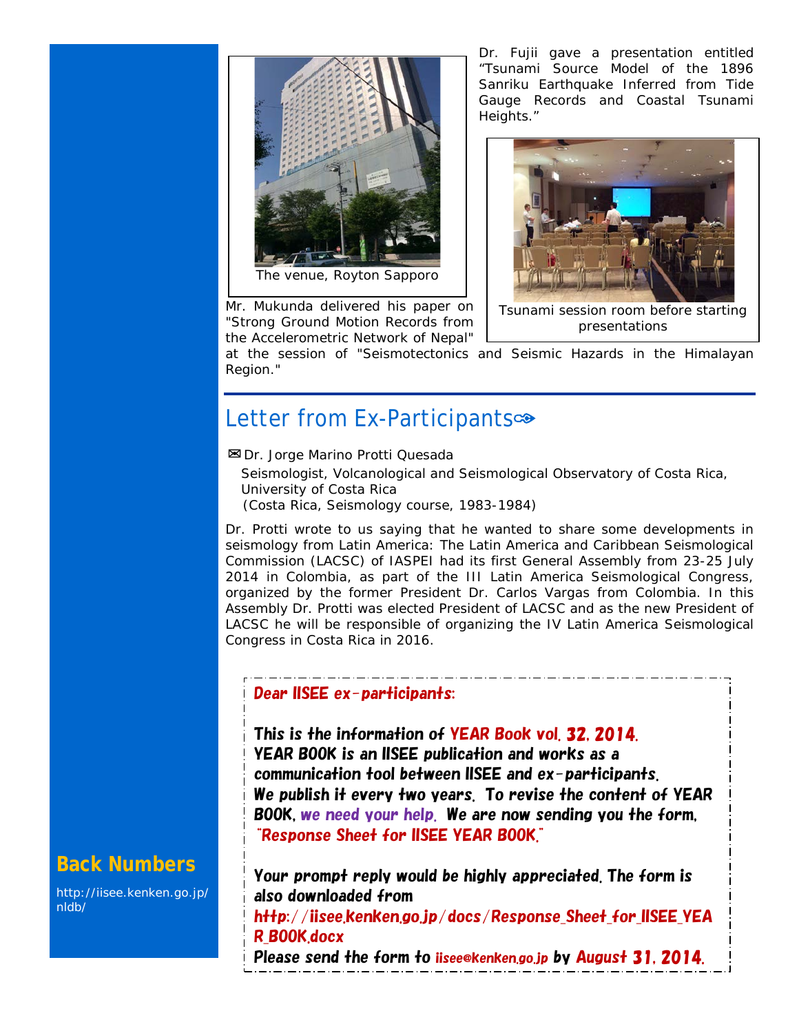Dr. Fujii gave a presentation entitled "Tsunami Source Model of the 1896 Sanriku Earthquake Inferred from Tide Gauge Records and Coastal Tsunami Heights."

The venue, Royton Sapporo

Tsunami session room before starting presentations

Mr. Mukunda delivered his paper on "Strong Ground Motion Records from the Accelerometric Network of Nepal" at the session of "Seismotectonics and Seismic Hazards in the Himalayan Region."

## Letter from Ex-Participants

✉Dr. Jorge Marino Protti Quesada

Seismologist, Volcanological and Seismological Observatory of Costa Rica, University of Costa Rica
(Costa Rica, Seismology course, 1983-1984)

Dr. Protti wrote to us saying that he wanted to share some developments in seismology from Latin America: The Latin America and Caribbean Seismological Commission (LACSC) of IASPEI had its first General Assembly from 23-25 July 2014 in Colombia, as part of the III Latin America Seismological Congress, organized by the former President Dr. Carlos Vargas from Colombia. In this Assembly Dr. Protti was elected President of LACSC and as the new President of LACSC he will be responsible of organizing the IV Latin America Seismological Congress in Costa Rica in 2016.

***Dear IISEE ex-participants:***

***This is the information of YEAR Book vol. 32, 2014. YEAR BOOK is an IISEE publication and works as a communication tool between IISEE and ex-participants. We publish it every two years. To revise the content of YEAR BOOK, we need your help. We are now sending you the form, "Response Sheet for IISEE YEAR BOOK."***

***Your prompt reply would be highly appreciated. The form is also downloaded from http://iisee.kenken.go.jp/docs/Response_Sheet_for_IISEE_YEAR_BOOK.docx***
***Please send the form to iisee@kenken.go.jp by August 31, 2014.***

## Back Numbers

http://iisee.kenken.go.jp/nldb/